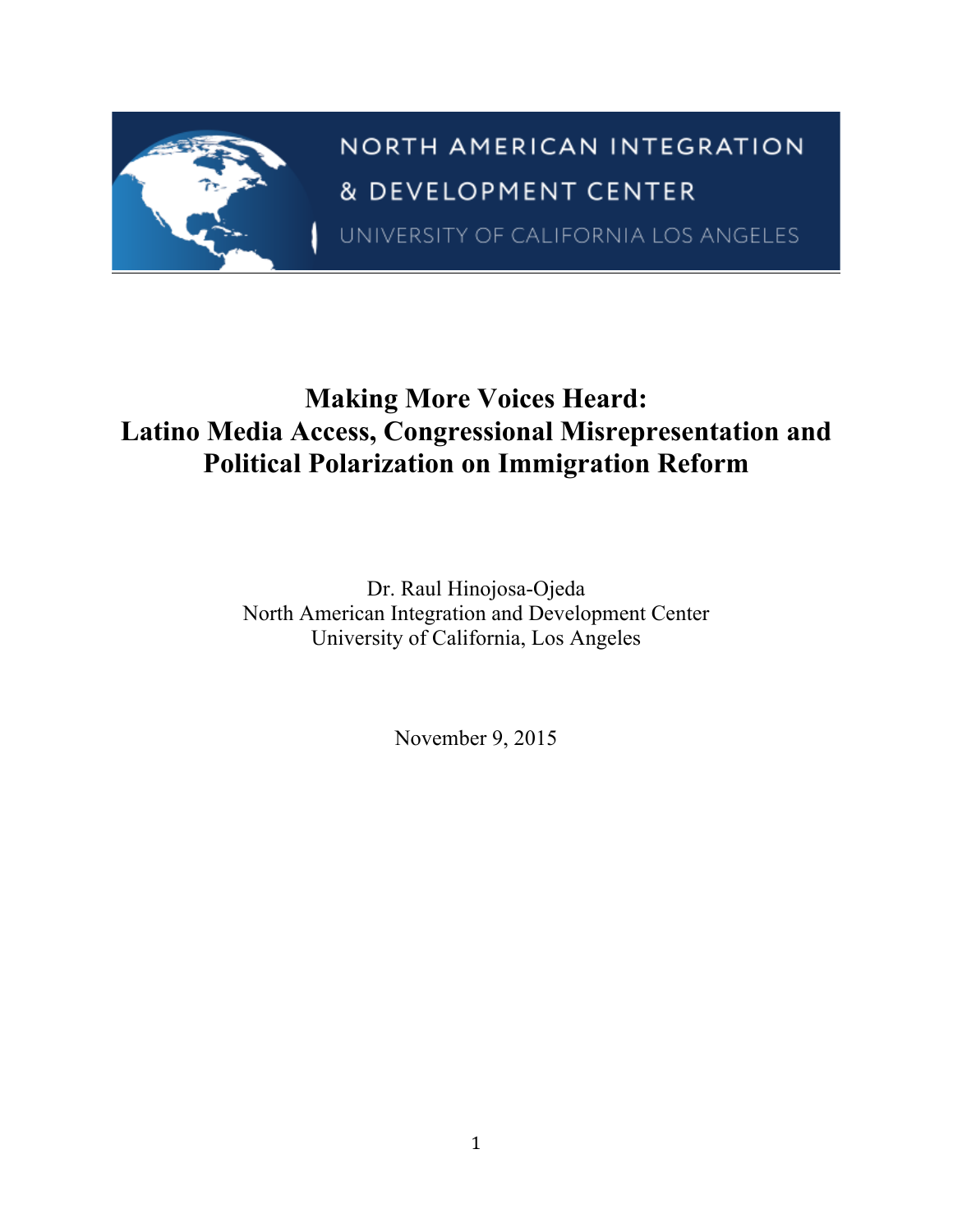NORTH AMERICAN INTEGRATION & DEVELOPMENT CENTER

UNIVERSITY OF CALIFORNIA LOS ANGELES

# Making More Voices Heard: Latino Media Access, Congressional Misrepresentation and Political Polarization on Immigration Reform

Dr. Raul Hinojosa-Ojeda
North American Integration and Development Center
University of California, Los Angeles

November 9, 2015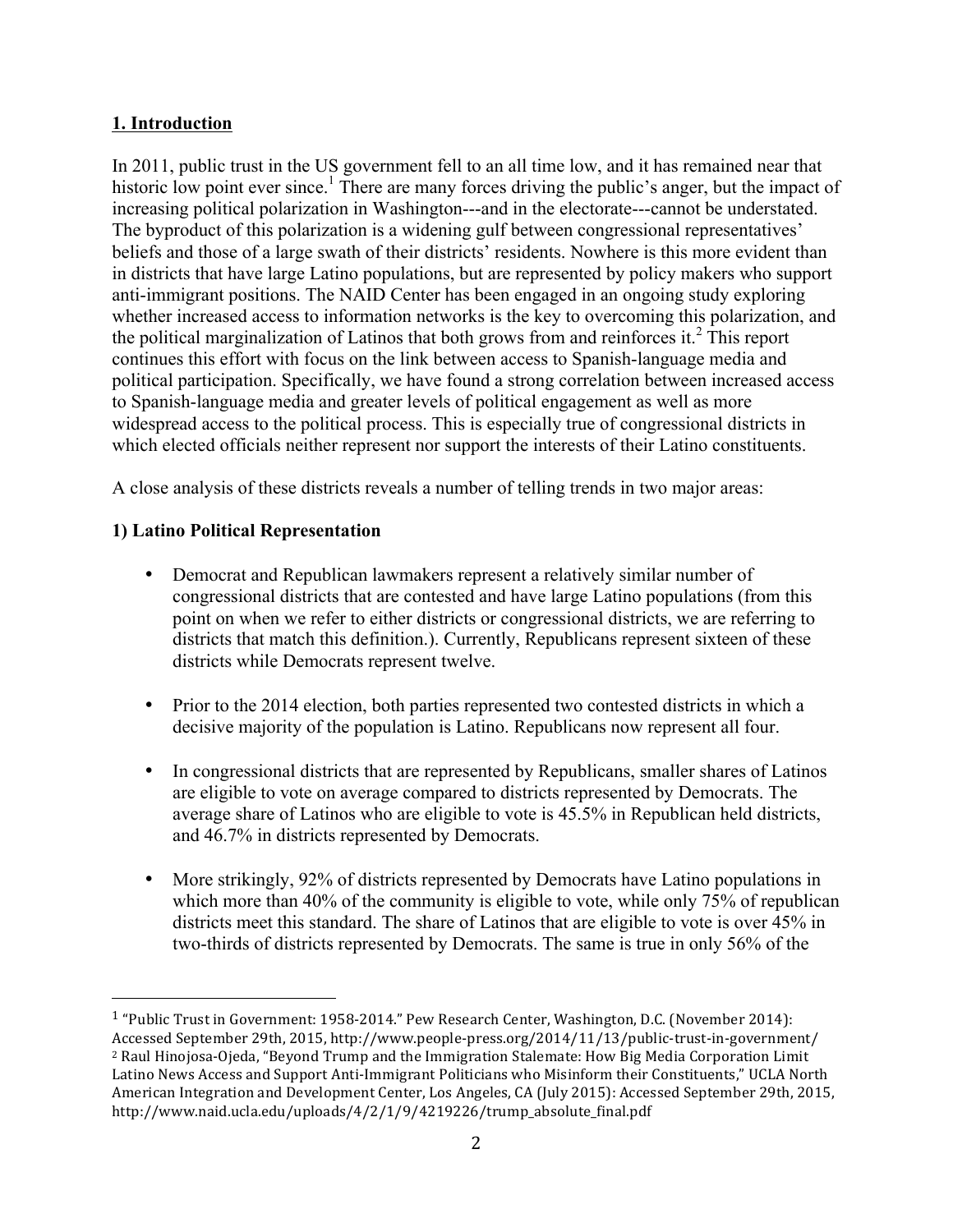## 1. Introduction

In 2011, public trust in the US government fell to an all time low, and it has remained near that historic low point ever since.[1] There are many forces driving the public's anger, but the impact of increasing political polarization in Washington---and in the electorate---cannot be understated. The byproduct of this polarization is a widening gulf between congressional representatives' beliefs and those of a large swath of their districts' residents. Nowhere is this more evident than in districts that have large Latino populations, but are represented by policy makers who support anti-immigrant positions. The NAID Center has been engaged in an ongoing study exploring whether increased access to information networks is the key to overcoming this polarization, and the political marginalization of Latinos that both grows from and reinforces it.[2] This report continues this effort with focus on the link between access to Spanish-language media and political participation. Specifically, we have found a strong correlation between increased access to Spanish-language media and greater levels of political engagement as well as more widespread access to the political process. This is especially true of congressional districts in which elected officials neither represent nor support the interests of their Latino constituents.

A close analysis of these districts reveals a number of telling trends in two major areas:

**1) Latino Political Representation**

- Democrat and Republican lawmakers represent a relatively similar number of congressional districts that are contested and have large Latino populations (from this point on when we refer to either districts or congressional districts, we are referring to districts that match this definition.). Currently, Republicans represent sixteen of these districts while Democrats represent twelve.

- Prior to the 2014 election, both parties represented two contested districts in which a decisive majority of the population is Latino. Republicans now represent all four.

- In congressional districts that are represented by Republicans, smaller shares of Latinos are eligible to vote on average compared to districts represented by Democrats. The average share of Latinos who are eligible to vote is 45.5% in Republican held districts, and 46.7% in districts represented by Democrats.

- More strikingly, 92% of districts represented by Democrats have Latino populations in which more than 40% of the community is eligible to vote, while only 75% of republican districts meet this standard. The share of Latinos that are eligible to vote is over 45% in two-thirds of districts represented by Democrats. The same is true in only 56% of the

[1] "Public Trust in Government: 1958-2014." Pew Research Center, Washington, D.C. (November 2014): Accessed September 29th, 2015, http://www.people-press.org/2014/11/13/public-trust-in-government/

[2] Raul Hinojosa-Ojeda, "Beyond Trump and the Immigration Stalemate: How Big Media Corporation Limit Latino News Access and Support Anti-Immigrant Politicians who Misinform their Constituents," UCLA North American Integration and Development Center, Los Angeles, CA (July 2015): Accessed September 29th, 2015, http://www.naid.ucla.edu/uploads/4/2/1/9/4219226/trump_absolute_final.pdf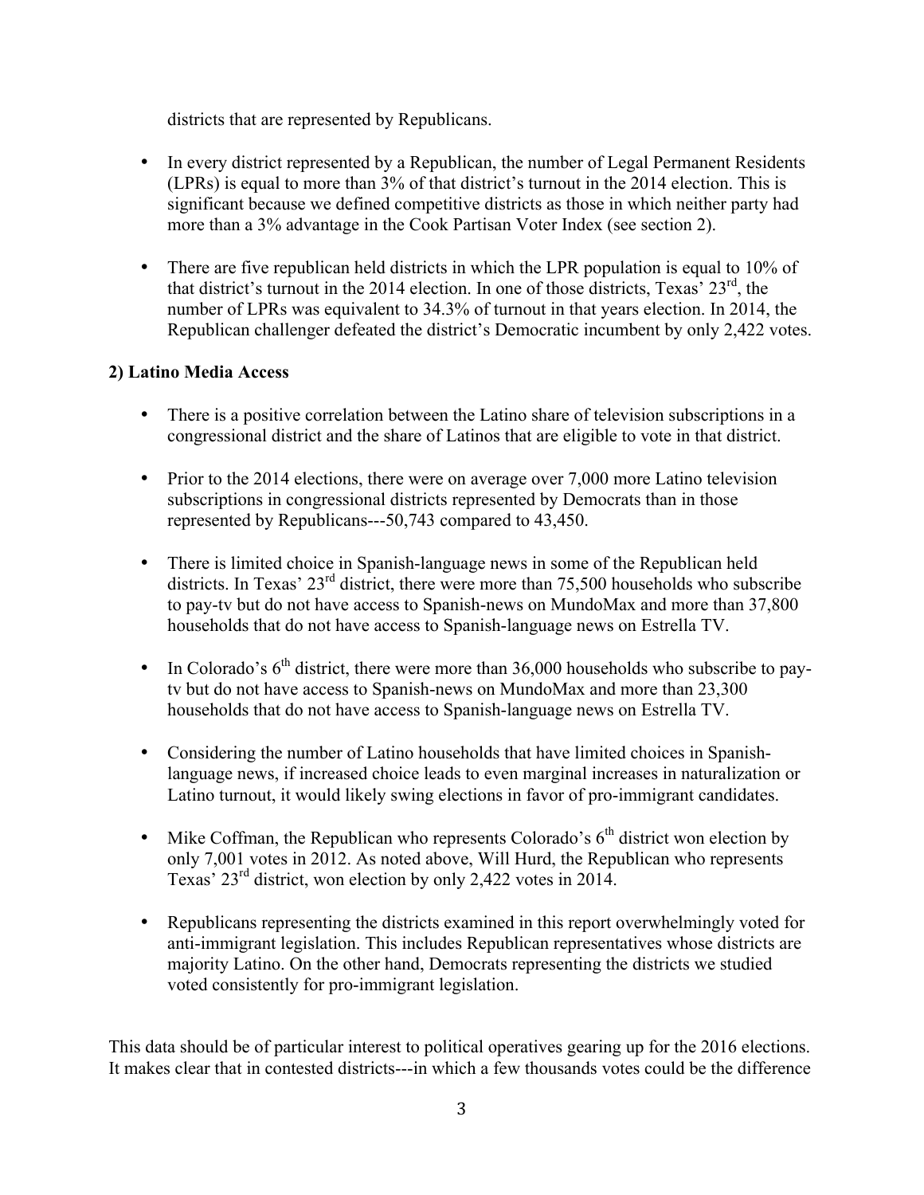districts that are represented by Republicans.

- In every district represented by a Republican, the number of Legal Permanent Residents (LPRs) is equal to more than 3% of that district's turnout in the 2014 election. This is significant because we defined competitive districts as those in which neither party had more than a 3% advantage in the Cook Partisan Voter Index (see section 2).
- There are five republican held districts in which the LPR population is equal to 10% of that district's turnout in the 2014 election. In one of those districts, Texas' 23rd, the number of LPRs was equivalent to 34.3% of turnout in that years election. In 2014, the Republican challenger defeated the district's Democratic incumbent by only 2,422 votes.

**2) Latino Media Access**

- There is a positive correlation between the Latino share of television subscriptions in a congressional district and the share of Latinos that are eligible to vote in that district.
- Prior to the 2014 elections, there were on average over 7,000 more Latino television subscriptions in congressional districts represented by Democrats than in those represented by Republicans---50,743 compared to 43,450.
- There is limited choice in Spanish-language news in some of the Republican held districts. In Texas' 23rd district, there were more than 75,500 households who subscribe to pay-tv but do not have access to Spanish-news on MundoMax and more than 37,800 households that do not have access to Spanish-language news on Estrella TV.
- In Colorado's 6th district, there were more than 36,000 households who subscribe to pay-tv but do not have access to Spanish-news on MundoMax and more than 23,300 households that do not have access to Spanish-language news on Estrella TV.
- Considering the number of Latino households that have limited choices in Spanish-language news, if increased choice leads to even marginal increases in naturalization or Latino turnout, it would likely swing elections in favor of pro-immigrant candidates.
- Mike Coffman, the Republican who represents Colorado's 6th district won election by only 7,001 votes in 2012. As noted above, Will Hurd, the Republican who represents Texas' 23rd district, won election by only 2,422 votes in 2014.
- Republicans representing the districts examined in this report overwhelmingly voted for anti-immigrant legislation. This includes Republican representatives whose districts are majority Latino. On the other hand, Democrats representing the districts we studied voted consistently for pro-immigrant legislation.

This data should be of particular interest to political operatives gearing up for the 2016 elections. It makes clear that in contested districts---in which a few thousands votes could be the difference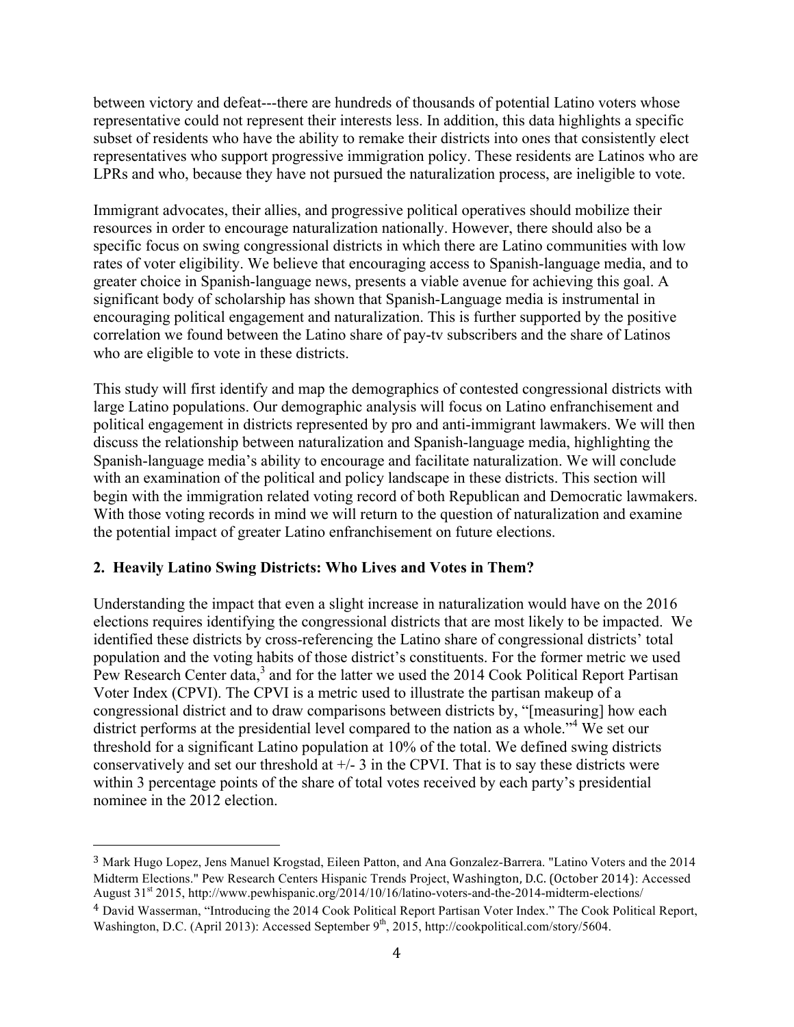between victory and defeat---there are hundreds of thousands of potential Latino voters whose representative could not represent their interests less. In addition, this data highlights a specific subset of residents who have the ability to remake their districts into ones that consistently elect representatives who support progressive immigration policy. These residents are Latinos who are LPRs and who, because they have not pursued the naturalization process, are ineligible to vote.

Immigrant advocates, their allies, and progressive political operatives should mobilize their resources in order to encourage naturalization nationally. However, there should also be a specific focus on swing congressional districts in which there are Latino communities with low rates of voter eligibility. We believe that encouraging access to Spanish-language media, and to greater choice in Spanish-language news, presents a viable avenue for achieving this goal. A significant body of scholarship has shown that Spanish-Language media is instrumental in encouraging political engagement and naturalization. This is further supported by the positive correlation we found between the Latino share of pay-tv subscribers and the share of Latinos who are eligible to vote in these districts.

This study will first identify and map the demographics of contested congressional districts with large Latino populations. Our demographic analysis will focus on Latino enfranchisement and political engagement in districts represented by pro and anti-immigrant lawmakers. We will then discuss the relationship between naturalization and Spanish-language media, highlighting the Spanish-language media's ability to encourage and facilitate naturalization. We will conclude with an examination of the political and policy landscape in these districts. This section will begin with the immigration related voting record of both Republican and Democratic lawmakers. With those voting records in mind we will return to the question of naturalization and examine the potential impact of greater Latino enfranchisement on future elections.

## 2. Heavily Latino Swing Districts: Who Lives and Votes in Them?

Understanding the impact that even a slight increase in naturalization would have on the 2016 elections requires identifying the congressional districts that are most likely to be impacted. We identified these districts by cross-referencing the Latino share of congressional districts' total population and the voting habits of those district's constituents. For the former metric we used Pew Research Center data,[3] and for the latter we used the 2014 Cook Political Report Partisan Voter Index (CPVI). The CPVI is a metric used to illustrate the partisan makeup of a congressional district and to draw comparisons between districts by, "[measuring] how each district performs at the presidential level compared to the nation as a whole."[4] We set our threshold for a significant Latino population at 10% of the total. We defined swing districts conservatively and set our threshold at +/- 3 in the CPVI. That is to say these districts were within 3 percentage points of the share of total votes received by each party's presidential nominee in the 2012 election.

---

[3] Mark Hugo Lopez, Jens Manuel Krogstad, Eileen Patton, and Ana Gonzalez-Barrera. "Latino Voters and the 2014 Midterm Elections." Pew Research Centers Hispanic Trends Project, Washington, D.C. (October 2014): Accessed August 31st 2015, http://www.pewhispanic.org/2014/10/16/latino-voters-and-the-2014-midterm-elections/

[4] David Wasserman, "Introducing the 2014 Cook Political Report Partisan Voter Index." The Cook Political Report, Washington, D.C. (April 2013): Accessed September 9th, 2015, http://cookpolitical.com/story/5604.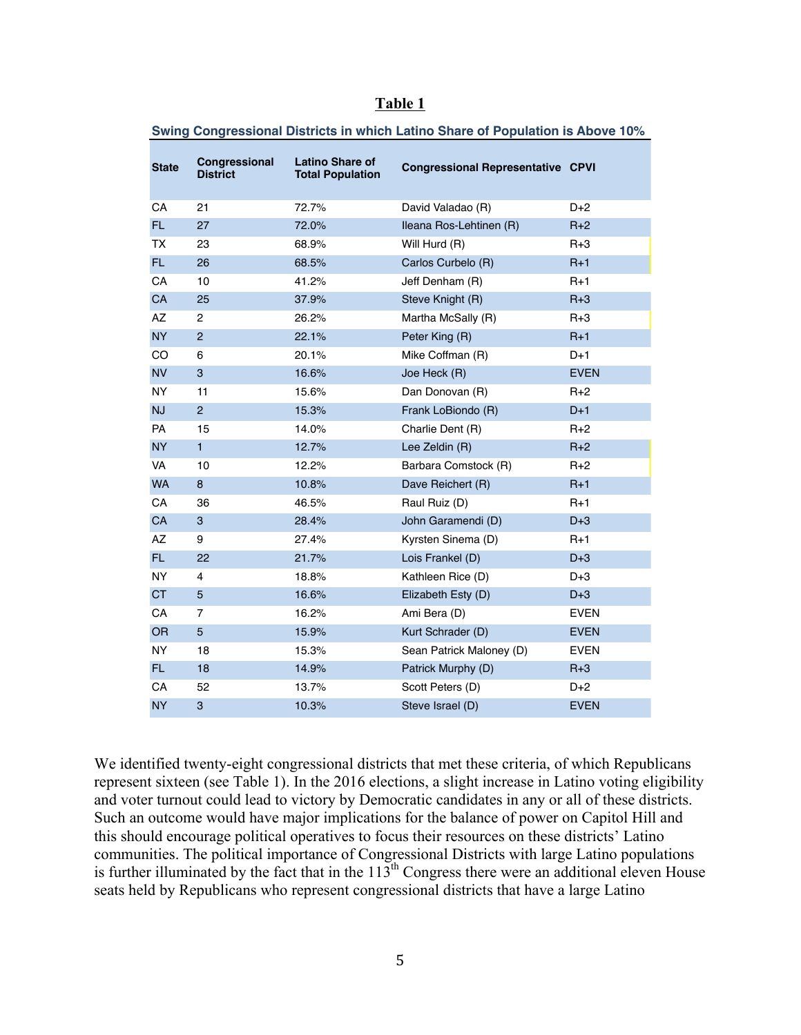**Table 1**

**Swing Congressional Districts in which Latino Share of Population is Above 10%**

| State | Congressional District | Latino Share of Total Population | Congressional Representative | CPVI |
|---|---|---|---|---|
| CA | 21 | 72.7% | David Valadao (R) | D+2 |
| FL | 27 | 72.0% | Ileana Ros-Lehtinen (R) | R+2 |
| TX | 23 | 68.9% | Will Hurd (R) | R+3 |
| FL | 26 | 68.5% | Carlos Curbelo (R) | R+1 |
| CA | 10 | 41.2% | Jeff Denham (R) | R+1 |
| CA | 25 | 37.9% | Steve Knight (R) | R+3 |
| AZ | 2 | 26.2% | Martha McSally (R) | R+3 |
| NY | 2 | 22.1% | Peter King (R) | R+1 |
| CO | 6 | 20.1% | Mike Coffman (R) | D+1 |
| NV | 3 | 16.6% | Joe Heck (R) | EVEN |
| NY | 11 | 15.6% | Dan Donovan (R) | R+2 |
| NJ | 2 | 15.3% | Frank LoBiondo (R) | D+1 |
| PA | 15 | 14.0% | Charlie Dent (R) | R+2 |
| NY | 1 | 12.7% | Lee Zeldin (R) | R+2 |
| VA | 10 | 12.2% | Barbara Comstock (R) | R+2 |
| WA | 8 | 10.8% | Dave Reichert (R) | R+1 |
| CA | 36 | 46.5% | Raul Ruiz (D) | R+1 |
| CA | 3 | 28.4% | John Garamendi (D) | D+3 |
| AZ | 9 | 27.4% | Kyrsten Sinema (D) | R+1 |
| FL | 22 | 21.7% | Lois Frankel (D) | D+3 |
| NY | 4 | 18.8% | Kathleen Rice (D) | D+3 |
| CT | 5 | 16.6% | Elizabeth Esty (D) | D+3 |
| CA | 7 | 16.2% | Ami Bera (D) | EVEN |
| OR | 5 | 15.9% | Kurt Schrader (D) | EVEN |
| NY | 18 | 15.3% | Sean Patrick Maloney (D) | EVEN |
| FL | 18 | 14.9% | Patrick Murphy (D) | R+3 |
| CA | 52 | 13.7% | Scott Peters (D) | D+2 |
| NY | 3 | 10.3% | Steve Israel (D) | EVEN |

We identified twenty-eight congressional districts that met these criteria, of which Republicans represent sixteen (see Table 1). In the 2016 elections, a slight increase in Latino voting eligibility and voter turnout could lead to victory by Democratic candidates in any or all of these districts. Such an outcome would have major implications for the balance of power on Capitol Hill and this should encourage political operatives to focus their resources on these districts' Latino communities. The political importance of Congressional Districts with large Latino populations is further illuminated by the fact that in the 113th Congress there were an additional eleven House seats held by Republicans who represent congressional districts that have a large Latino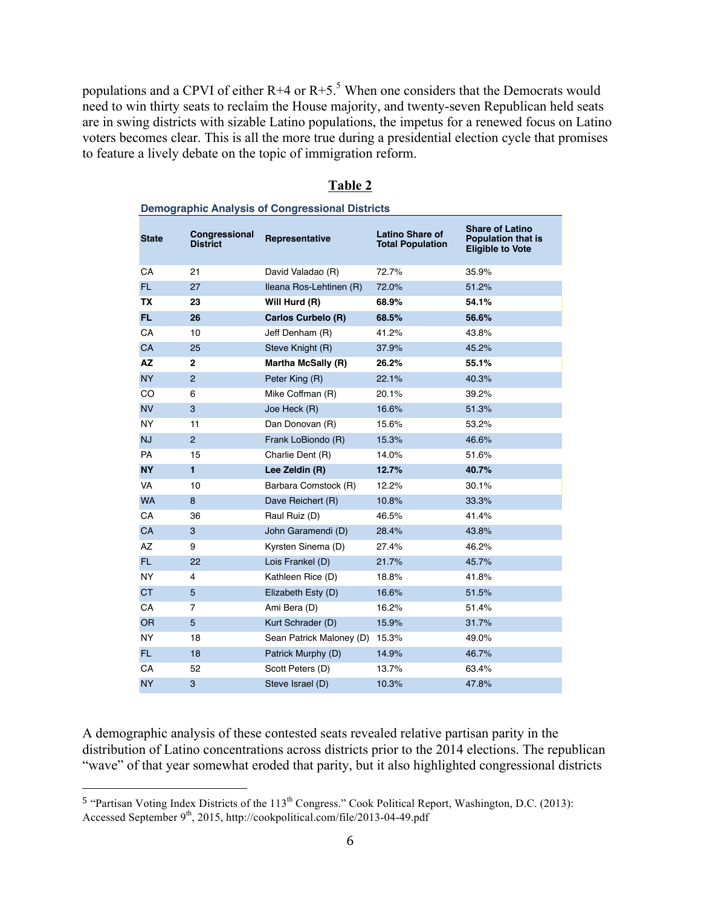populations and a CPVI of either R+4 or R+5.[5] When one considers that the Democrats would need to win thirty seats to reclaim the House majority, and twenty-seven Republican held seats are in swing districts with sizable Latino populations, the impetus for a renewed focus on Latino voters becomes clear. This is all the more true during a presidential election cycle that promises to feature a lively debate on the topic of immigration reform.

**Table 2**

**Demographic Analysis of Congressional Districts**

| State | Congressional District | Representative | Latino Share of Total Population | Share of Latino Population that is Eligible to Vote |
|---|---|---|---|---|
| CA | 21 | David Valadao (R) | 72.7% | 35.9% |
| FL | 27 | Ileana Ros-Lehtinen (R) | 72.0% | 51.2% |
| **TX** | **23** | **Will Hurd (R)** | **68.9%** | **54.1%** |
| **FL** | **26** | **Carlos Curbelo (R)** | **68.5%** | **56.6%** |
| CA | 10 | Jeff Denham (R) | 41.2% | 43.8% |
| CA | 25 | Steve Knight (R) | 37.9% | 45.2% |
| **AZ** | **2** | **Martha McSally (R)** | **26.2%** | **55.1%** |
| NY | 2 | Peter King (R) | 22.1% | 40.3% |
| CO | 6 | Mike Coffman (R) | 20.1% | 39.2% |
| NV | 3 | Joe Heck (R) | 16.6% | 51.3% |
| NY | 11 | Dan Donovan (R) | 15.6% | 53.2% |
| NJ | 2 | Frank LoBiondo (R) | 15.3% | 46.6% |
| PA | 15 | Charlie Dent (R) | 14.0% | 51.6% |
| **NY** | **1** | **Lee Zeldin (R)** | **12.7%** | **40.7%** |
| VA | 10 | Barbara Comstock (R) | 12.2% | 30.1% |
| WA | 8 | Dave Reichert (R) | 10.8% | 33.3% |
| CA | 36 | Raul Ruiz (D) | 46.5% | 41.4% |
| CA | 3 | John Garamendi (D) | 28.4% | 43.8% |
| AZ | 9 | Kyrsten Sinema (D) | 27.4% | 46.2% |
| FL | 22 | Lois Frankel (D) | 21.7% | 45.7% |
| NY | 4 | Kathleen Rice (D) | 18.8% | 41.8% |
| CT | 5 | Elizabeth Esty (D) | 16.6% | 51.5% |
| CA | 7 | Ami Bera (D) | 16.2% | 51.4% |
| OR | 5 | Kurt Schrader (D) | 15.9% | 31.7% |
| NY | 18 | Sean Patrick Maloney (D) | 15.3% | 49.0% |
| FL | 18 | Patrick Murphy (D) | 14.9% | 46.7% |
| CA | 52 | Scott Peters (D) | 13.7% | 63.4% |
| NY | 3 | Steve Israel (D) | 10.3% | 47.8% |

A demographic analysis of these contested seats revealed relative partisan parity in the distribution of Latino concentrations across districts prior to the 2014 elections. The republican "wave" of that year somewhat eroded that parity, but it also highlighted congressional districts

[5] "Partisan Voting Index Districts of the 113th Congress." Cook Political Report, Washington, D.C. (2013): Accessed September 9th, 2015, http://cookpolitical.com/file/2013-04-49.pdf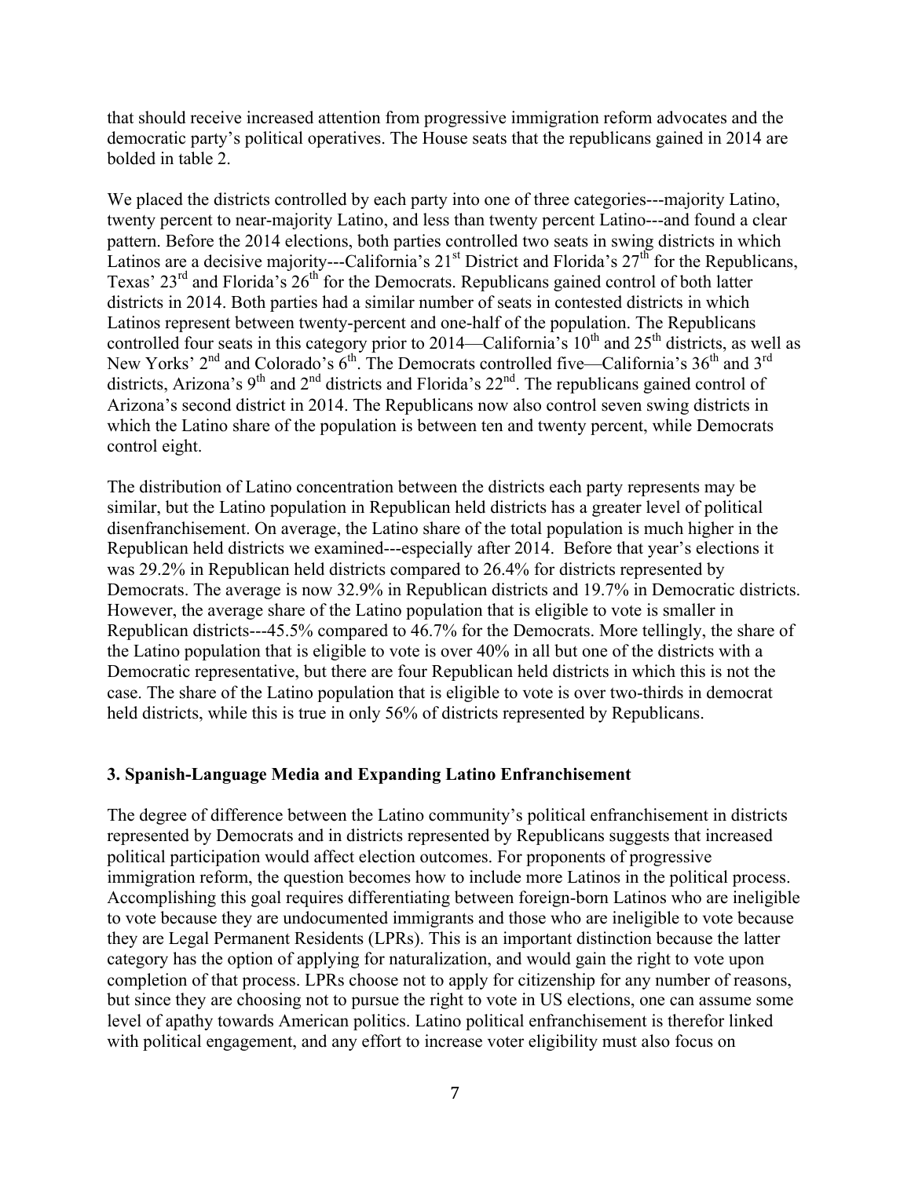that should receive increased attention from progressive immigration reform advocates and the democratic party's political operatives. The House seats that the republicans gained in 2014 are bolded in table 2.

We placed the districts controlled by each party into one of three categories---majority Latino, twenty percent to near-majority Latino, and less than twenty percent Latino---and found a clear pattern. Before the 2014 elections, both parties controlled two seats in swing districts in which Latinos are a decisive majority---California's 21st District and Florida's 27th for the Republicans, Texas' 23rd and Florida's 26th for the Democrats. Republicans gained control of both latter districts in 2014. Both parties had a similar number of seats in contested districts in which Latinos represent between twenty-percent and one-half of the population. The Republicans controlled four seats in this category prior to 2014—California's 10th and 25th districts, as well as New Yorks' 2nd and Colorado's 6th. The Democrats controlled five—California's 36th and 3rd districts, Arizona's 9th and 2nd districts and Florida's 22nd. The republicans gained control of Arizona's second district in 2014. The Republicans now also control seven swing districts in which the Latino share of the population is between ten and twenty percent, while Democrats control eight.

The distribution of Latino concentration between the districts each party represents may be similar, but the Latino population in Republican held districts has a greater level of political disenfranchisement. On average, the Latino share of the total population is much higher in the Republican held districts we examined---especially after 2014. Before that year's elections it was 29.2% in Republican held districts compared to 26.4% for districts represented by Democrats. The average is now 32.9% in Republican districts and 19.7% in Democratic districts. However, the average share of the Latino population that is eligible to vote is smaller in Republican districts---45.5% compared to 46.7% for the Democrats. More tellingly, the share of the Latino population that is eligible to vote is over 40% in all but one of the districts with a Democratic representative, but there are four Republican held districts in which this is not the case. The share of the Latino population that is eligible to vote is over two-thirds in democrat held districts, while this is true in only 56% of districts represented by Republicans.

### 3. Spanish-Language Media and Expanding Latino Enfranchisement

The degree of difference between the Latino community's political enfranchisement in districts represented by Democrats and in districts represented by Republicans suggests that increased political participation would affect election outcomes. For proponents of progressive immigration reform, the question becomes how to include more Latinos in the political process. Accomplishing this goal requires differentiating between foreign-born Latinos who are ineligible to vote because they are undocumented immigrants and those who are ineligible to vote because they are Legal Permanent Residents (LPRs). This is an important distinction because the latter category has the option of applying for naturalization, and would gain the right to vote upon completion of that process. LPRs choose not to apply for citizenship for any number of reasons, but since they are choosing not to pursue the right to vote in US elections, one can assume some level of apathy towards American politics. Latino political enfranchisement is therefor linked with political engagement, and any effort to increase voter eligibility must also focus on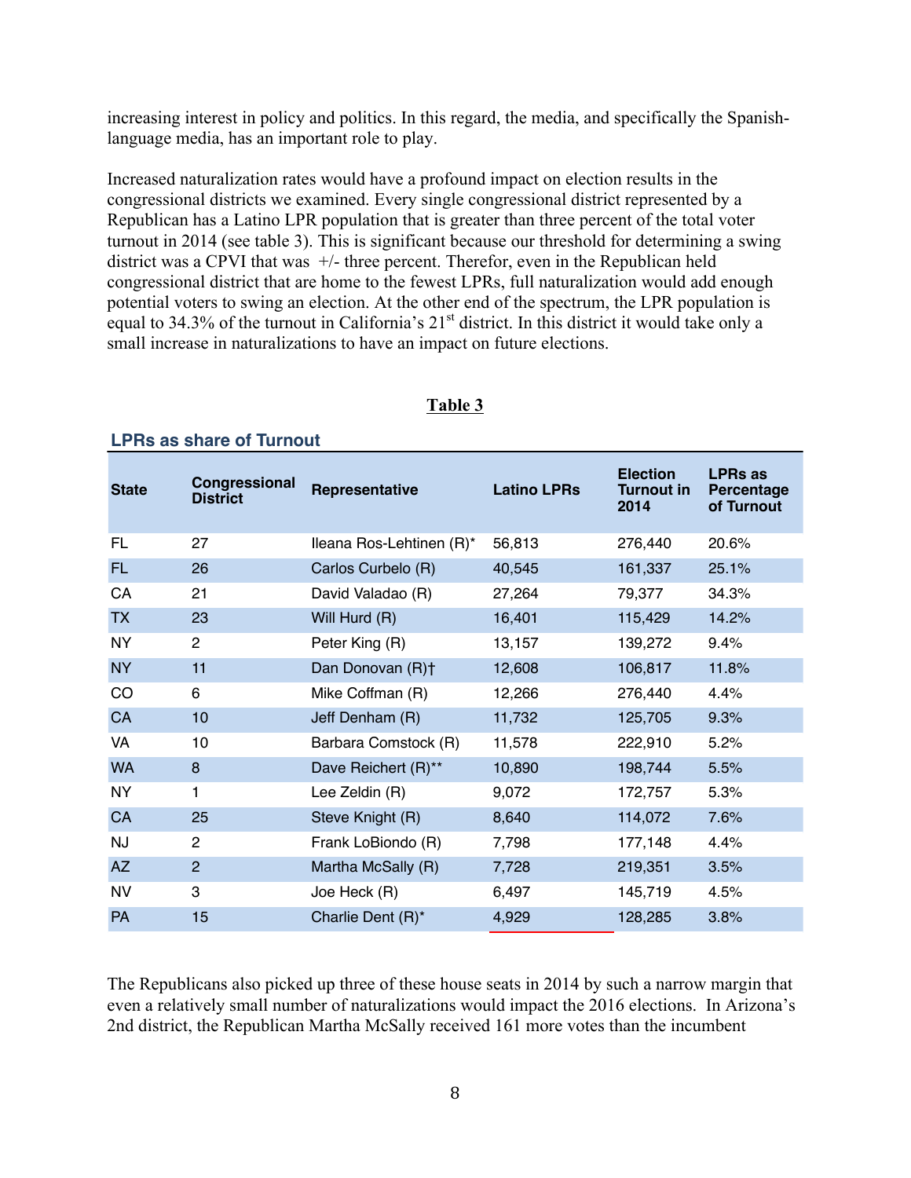increasing interest in policy and politics. In this regard, the media, and specifically the Spanish-language media, has an important role to play.

Increased naturalization rates would have a profound impact on election results in the congressional districts we examined. Every single congressional district represented by a Republican has a Latino LPR population that is greater than three percent of the total voter turnout in 2014 (see table 3). This is significant because our threshold for determining a swing district was a CPVI that was +/- three percent. Therefor, even in the Republican held congressional district that are home to the fewest LPRs, full naturalization would add enough potential voters to swing an election. At the other end of the spectrum, the LPR population is equal to 34.3% of the turnout in California's 21st district. In this district it would take only a small increase in naturalizations to have an impact on future elections.

**Table 3**

**LPRs as share of Turnout**

| State | Congressional District | Representative | Latino LPRs | Election Turnout in 2014 | LPRs as Percentage of Turnout |
|---|---|---|---|---|---|
| FL | 27 | Ileana Ros-Lehtinen (R)* | 56,813 | 276,440 | 20.6% |
| FL | 26 | Carlos Curbelo (R) | 40,545 | 161,337 | 25.1% |
| CA | 21 | David Valadao (R) | 27,264 | 79,377 | 34.3% |
| TX | 23 | Will Hurd (R) | 16,401 | 115,429 | 14.2% |
| NY | 2 | Peter King (R) | 13,157 | 139,272 | 9.4% |
| NY | 11 | Dan Donovan (R)† | 12,608 | 106,817 | 11.8% |
| CO | 6 | Mike Coffman (R) | 12,266 | 276,440 | 4.4% |
| CA | 10 | Jeff Denham (R) | 11,732 | 125,705 | 9.3% |
| VA | 10 | Barbara Comstock (R) | 11,578 | 222,910 | 5.2% |
| WA | 8 | Dave Reichert (R)** | 10,890 | 198,744 | 5.5% |
| NY | 1 | Lee Zeldin (R) | 9,072 | 172,757 | 5.3% |
| CA | 25 | Steve Knight (R) | 8,640 | 114,072 | 7.6% |
| NJ | 2 | Frank LoBiondo (R) | 7,798 | 177,148 | 4.4% |
| AZ | 2 | Martha McSally (R) | 7,728 | 219,351 | 3.5% |
| NV | 3 | Joe Heck (R) | 6,497 | 145,719 | 4.5% |
| PA | 15 | Charlie Dent (R)* | 4,929 | 128,285 | 3.8% |

The Republicans also picked up three of these house seats in 2014 by such a narrow margin that even a relatively small number of naturalizations would impact the 2016 elections. In Arizona's 2nd district, the Republican Martha McSally received 161 more votes than the incumbent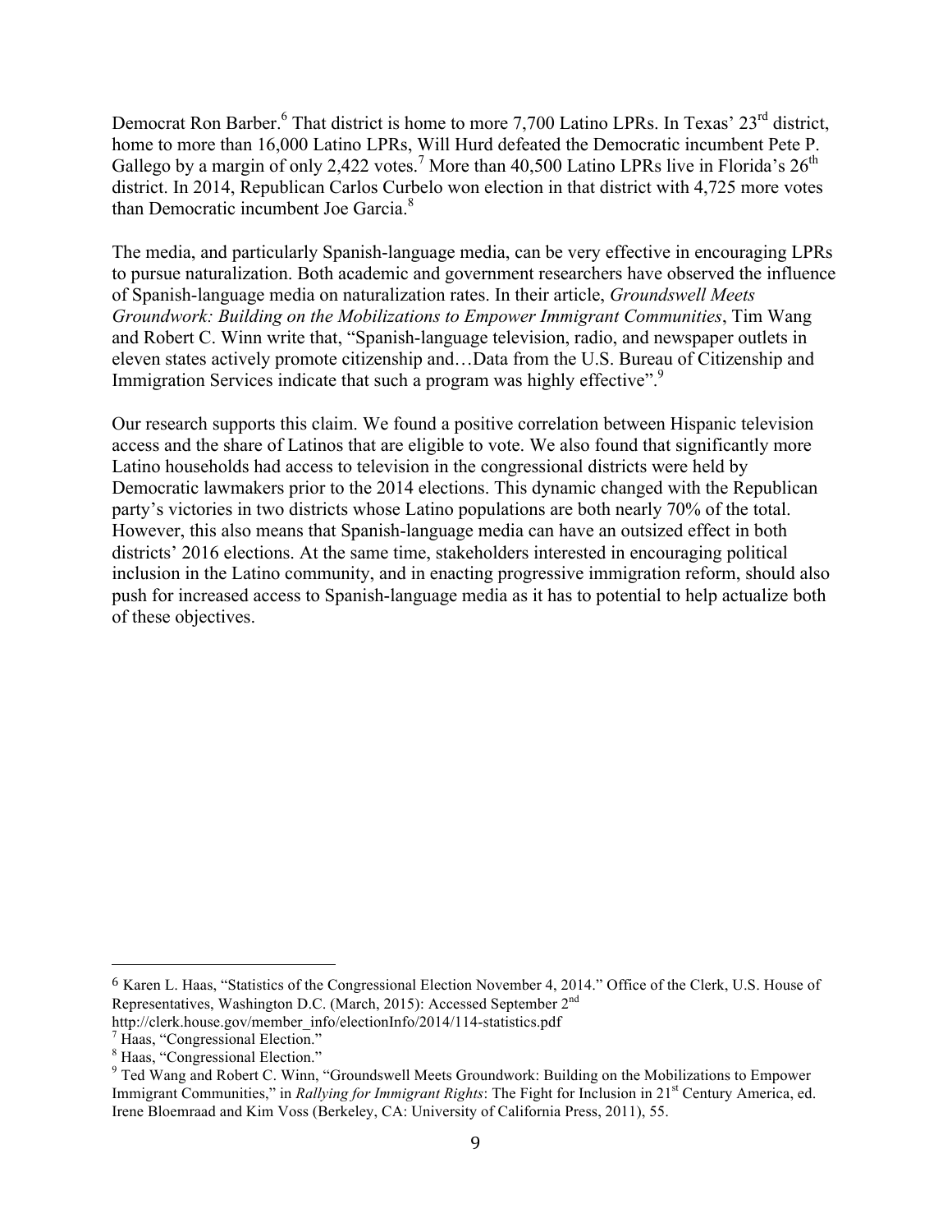Democrat Ron Barber.[6] That district is home to more 7,700 Latino LPRs. In Texas' 23rd district, home to more than 16,000 Latino LPRs, Will Hurd defeated the Democratic incumbent Pete P. Gallego by a margin of only 2,422 votes.[7] More than 40,500 Latino LPRs live in Florida's 26th district. In 2014, Republican Carlos Curbelo won election in that district with 4,725 more votes than Democratic incumbent Joe Garcia.[8]

The media, and particularly Spanish-language media, can be very effective in encouraging LPRs to pursue naturalization. Both academic and government researchers have observed the influence of Spanish-language media on naturalization rates. In their article, *Groundswell Meets Groundwork: Building on the Mobilizations to Empower Immigrant Communities*, Tim Wang and Robert C. Winn write that, "Spanish-language television, radio, and newspaper outlets in eleven states actively promote citizenship and…Data from the U.S. Bureau of Citizenship and Immigration Services indicate that such a program was highly effective".[9]

Our research supports this claim. We found a positive correlation between Hispanic television access and the share of Latinos that are eligible to vote. We also found that significantly more Latino households had access to television in the congressional districts were held by Democratic lawmakers prior to the 2014 elections. This dynamic changed with the Republican party's victories in two districts whose Latino populations are both nearly 70% of the total. However, this also means that Spanish-language media can have an outsized effect in both districts' 2016 elections. At the same time, stakeholders interested in encouraging political inclusion in the Latino community, and in enacting progressive immigration reform, should also push for increased access to Spanish-language media as it has to potential to help actualize both of these objectives.

---

[6] Karen L. Haas, "Statistics of the Congressional Election November 4, 2014." Office of the Clerk, U.S. House of Representatives, Washington D.C. (March, 2015): Accessed September 2nd http://clerk.house.gov/member_info/electionInfo/2014/114-statistics.pdf

[7] Haas, "Congressional Election."

[8] Haas, "Congressional Election."

[9] Ted Wang and Robert C. Winn, "Groundswell Meets Groundwork: Building on the Mobilizations to Empower Immigrant Communities," in *Rallying for Immigrant Rights*: The Fight for Inclusion in 21st Century America, ed. Irene Bloemraad and Kim Voss (Berkeley, CA: University of California Press, 2011), 55.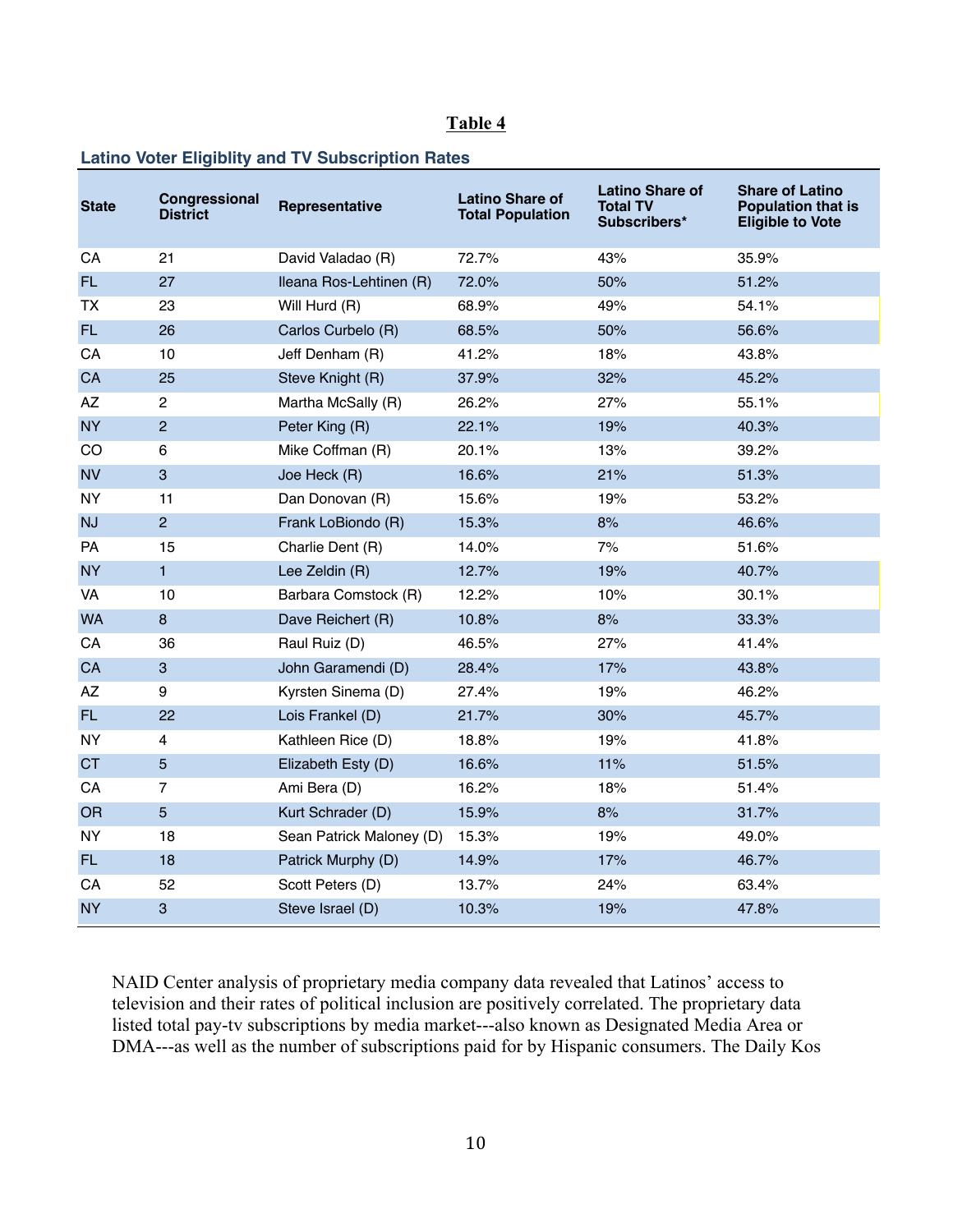**Table 4**

**Latino Voter Eligiblity and TV Subscription Rates**

| State | Congressional District | Representative | Latino Share of Total Population | Latino Share of Total TV Subscribers* | Share of Latino Population that is Eligible to Vote |
|---|---|---|---|---|---|
| CA | 21 | David Valadao (R) | 72.7% | 43% | 35.9% |
| FL | 27 | Ileana Ros-Lehtinen (R) | 72.0% | 50% | 51.2% |
| TX | 23 | Will Hurd (R) | 68.9% | 49% | 54.1% |
| FL | 26 | Carlos Curbelo (R) | 68.5% | 50% | 56.6% |
| CA | 10 | Jeff Denham (R) | 41.2% | 18% | 43.8% |
| CA | 25 | Steve Knight (R) | 37.9% | 32% | 45.2% |
| AZ | 2 | Martha McSally (R) | 26.2% | 27% | 55.1% |
| NY | 2 | Peter King (R) | 22.1% | 19% | 40.3% |
| CO | 6 | Mike Coffman (R) | 20.1% | 13% | 39.2% |
| NV | 3 | Joe Heck (R) | 16.6% | 21% | 51.3% |
| NY | 11 | Dan Donovan (R) | 15.6% | 19% | 53.2% |
| NJ | 2 | Frank LoBiondo (R) | 15.3% | 8% | 46.6% |
| PA | 15 | Charlie Dent (R) | 14.0% | 7% | 51.6% |
| NY | 1 | Lee Zeldin (R) | 12.7% | 19% | 40.7% |
| VA | 10 | Barbara Comstock (R) | 12.2% | 10% | 30.1% |
| WA | 8 | Dave Reichert (R) | 10.8% | 8% | 33.3% |
| CA | 36 | Raul Ruiz (D) | 46.5% | 27% | 41.4% |
| CA | 3 | John Garamendi (D) | 28.4% | 17% | 43.8% |
| AZ | 9 | Kyrsten Sinema (D) | 27.4% | 19% | 46.2% |
| FL | 22 | Lois Frankel (D) | 21.7% | 30% | 45.7% |
| NY | 4 | Kathleen Rice (D) | 18.8% | 19% | 41.8% |
| CT | 5 | Elizabeth Esty (D) | 16.6% | 11% | 51.5% |
| CA | 7 | Ami Bera (D) | 16.2% | 18% | 51.4% |
| OR | 5 | Kurt Schrader (D) | 15.9% | 8% | 31.7% |
| NY | 18 | Sean Patrick Maloney (D) | 15.3% | 19% | 49.0% |
| FL | 18 | Patrick Murphy (D) | 14.9% | 17% | 46.7% |
| CA | 52 | Scott Peters (D) | 13.7% | 24% | 63.4% |
| NY | 3 | Steve Israel (D) | 10.3% | 19% | 47.8% |

NAID Center analysis of proprietary media company data revealed that Latinos' access to television and their rates of political inclusion are positively correlated. The proprietary data listed total pay-tv subscriptions by media market---also known as Designated Media Area or DMA---as well as the number of subscriptions paid for by Hispanic consumers. The Daily Kos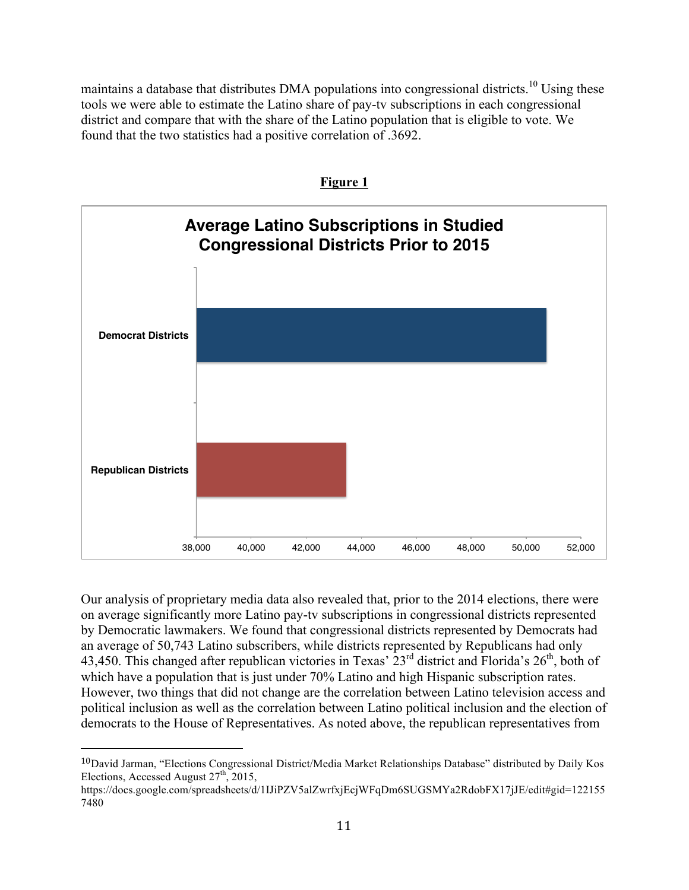maintains a database that distributes DMA populations into congressional districts.[10] Using these tools we were able to estimate the Latino share of pay-tv subscriptions in each congressional district and compare that with the share of the Latino population that is eligible to vote. We found that the two statistics had a positive correlation of .3692.

**Figure 1**

**Average Latino Subscriptions in Studied Congressional Districts Prior to 2015**

| District | Average Latino Subscriptions |
| --- | --- |
| Democrat Districts | 50,743 |
| Republican Districts | 43,450 |

Our analysis of proprietary media data also revealed that, prior to the 2014 elections, there were on average significantly more Latino pay-tv subscriptions in congressional districts represented by Democratic lawmakers. We found that congressional districts represented by Democrats had an average of 50,743 Latino subscribers, while districts represented by Republicans had only 43,450. This changed after republican victories in Texas' 23rd district and Florida's 26th, both of which have a population that is just under 70% Latino and high Hispanic subscription rates. However, two things that did not change are the correlation between Latino television access and political inclusion as well as the correlation between Latino political inclusion and the election of democrats to the House of Representatives. As noted above, the republican representatives from

[10] David Jarman, "Elections Congressional District/Media Market Relationships Database" distributed by Daily Kos Elections, Accessed August 27th, 2015, https://docs.google.com/spreadsheets/d/1IJiPZV5alZwrfxjEcjWFqDm6SUGSMYa2RdobFX17jJE/edit#gid=1221557480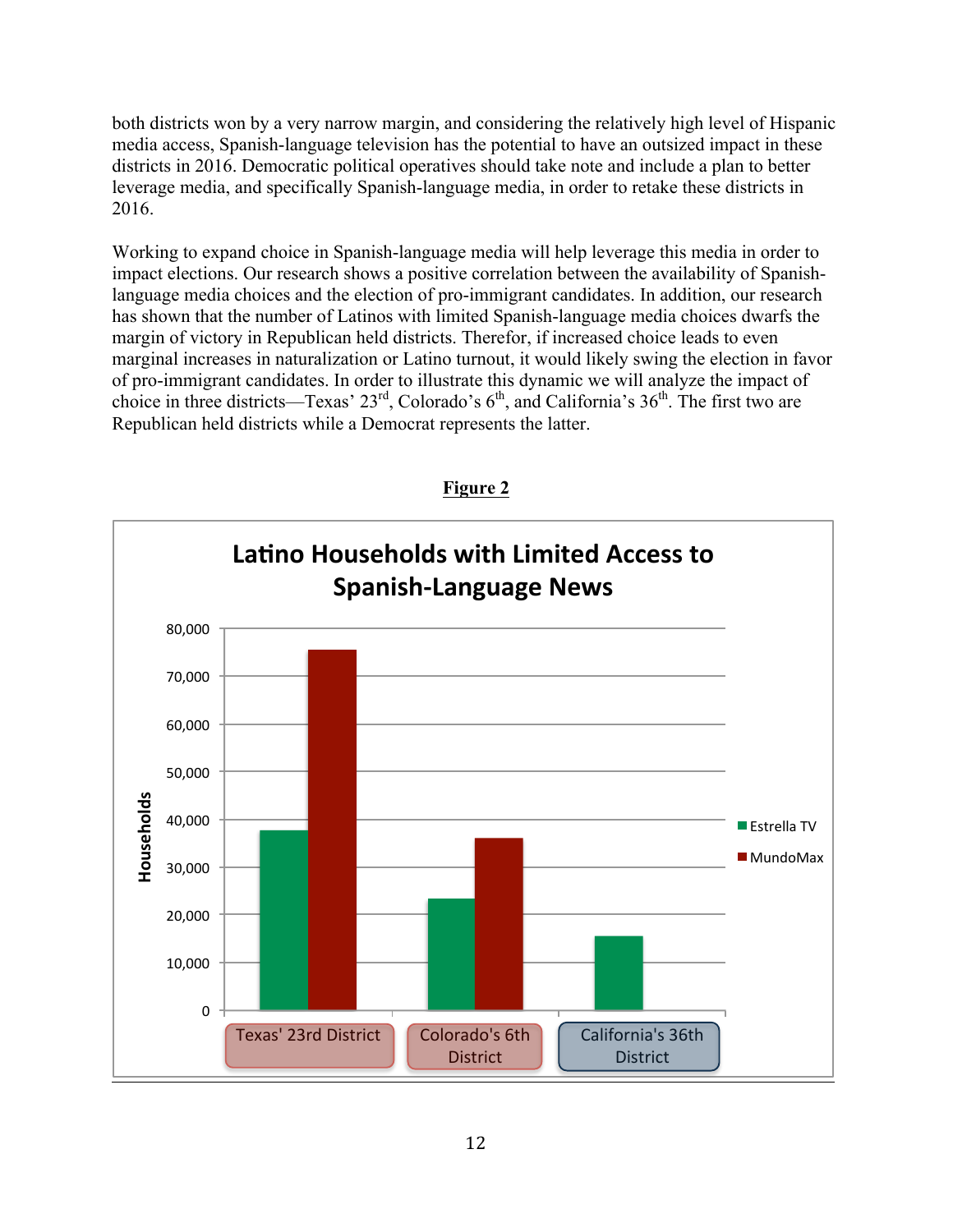both districts won by a very narrow margin, and considering the relatively high level of Hispanic media access, Spanish-language television has the potential to have an outsized impact in these districts in 2016. Democratic political operatives should take note and include a plan to better leverage media, and specifically Spanish-language media, in order to retake these districts in 2016.

Working to expand choice in Spanish-language media will help leverage this media in order to impact elections. Our research shows a positive correlation between the availability of Spanish-language media choices and the election of pro-immigrant candidates. In addition, our research has shown that the number of Latinos with limited Spanish-language media choices dwarfs the margin of victory in Republican held districts. Therefor, if increased choice leads to even marginal increases in naturalization or Latino turnout, it would likely swing the election in favor of pro-immigrant candidates. In order to illustrate this dynamic we will analyze the impact of choice in three districts—Texas' 23rd, Colorado's 6th, and California's 36th. The first two are Republican held districts while a Democrat represents the latter.

**Figure 2**

**Latino Households with Limited Access to Spanish-Language News**

| District | Estrella TV | MundoMax |
|---|---|---|
| Texas' 23rd District | ~38,000 | ~75,500 |
| Colorado's 6th District | ~23,500 | ~36,000 |
| California's 36th District | ~15,500 | |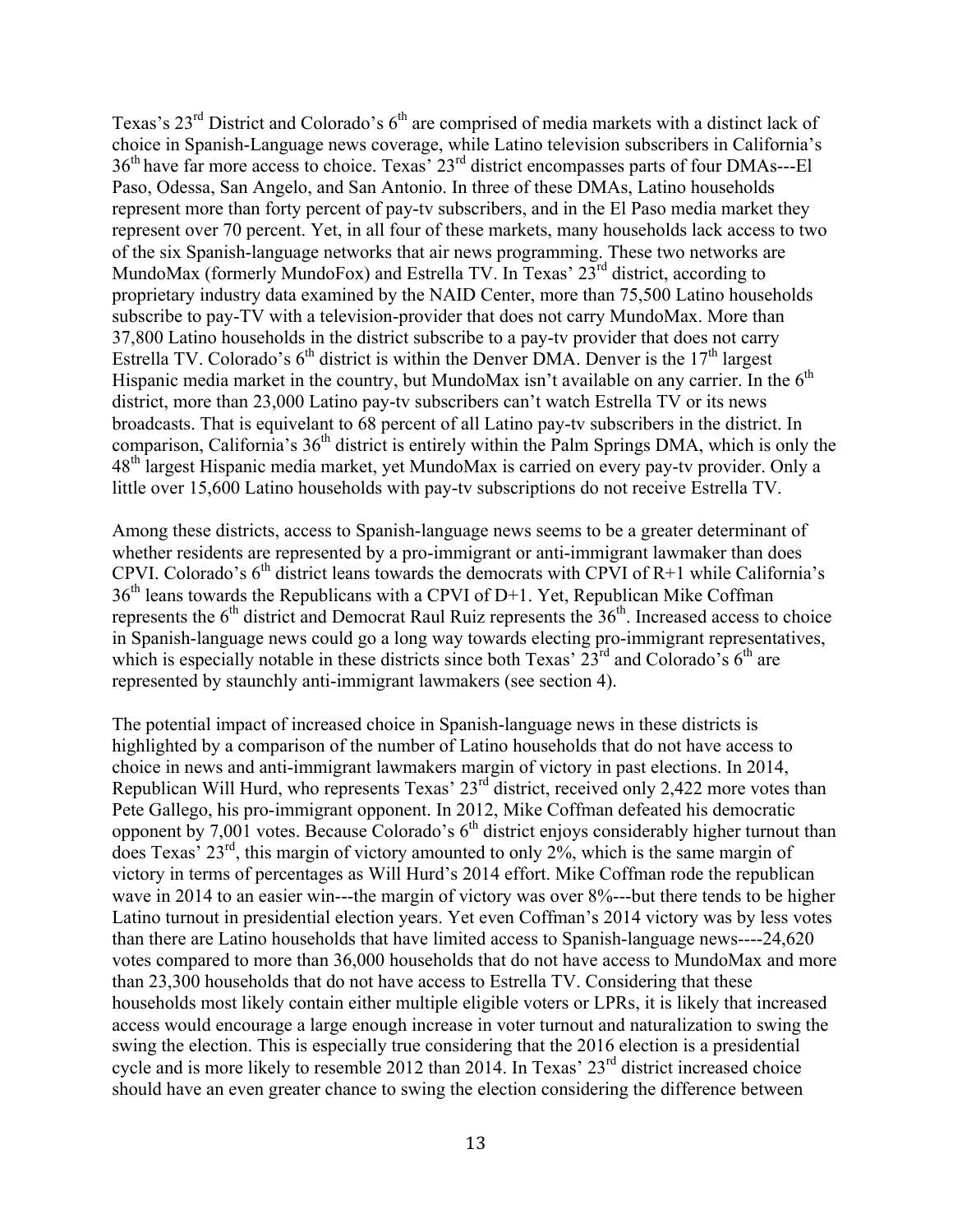Texas's 23rd District and Colorado's 6th are comprised of media markets with a distinct lack of choice in Spanish-Language news coverage, while Latino television subscribers in California's 36th have far more access to choice. Texas' 23rd district encompasses parts of four DMAs---El Paso, Odessa, San Angelo, and San Antonio. In three of these DMAs, Latino households represent more than forty percent of pay-tv subscribers, and in the El Paso media market they represent over 70 percent. Yet, in all four of these markets, many households lack access to two of the six Spanish-language networks that air news programming. These two networks are MundoMax (formerly MundoFox) and Estrella TV. In Texas' 23rd district, according to proprietary industry data examined by the NAID Center, more than 75,500 Latino households subscribe to pay-TV with a television-provider that does not carry MundoMax. More than 37,800 Latino households in the district subscribe to a pay-tv provider that does not carry Estrella TV. Colorado's 6th district is within the Denver DMA. Denver is the 17th largest Hispanic media market in the country, but MundoMax isn't available on any carrier. In the 6th district, more than 23,000 Latino pay-tv subscribers can't watch Estrella TV or its news broadcasts. That is equivelant to 68 percent of all Latino pay-tv subscribers in the district. In comparison, California's 36th district is entirely within the Palm Springs DMA, which is only the 48th largest Hispanic media market, yet MundoMax is carried on every pay-tv provider. Only a little over 15,600 Latino households with pay-tv subscriptions do not receive Estrella TV.

Among these districts, access to Spanish-language news seems to be a greater determinant of whether residents are represented by a pro-immigrant or anti-immigrant lawmaker than does CPVI. Colorado's 6th district leans towards the democrats with CPVI of R+1 while California's 36th leans towards the Republicans with a CPVI of D+1. Yet, Republican Mike Coffman represents the 6th district and Democrat Raul Ruiz represents the 36th. Increased access to choice in Spanish-language news could go a long way towards electing pro-immigrant representatives, which is especially notable in these districts since both Texas' 23rd and Colorado's 6th are represented by staunchly anti-immigrant lawmakers (see section 4).

The potential impact of increased choice in Spanish-language news in these districts is highlighted by a comparison of the number of Latino households that do not have access to choice in news and anti-immigrant lawmakers margin of victory in past elections. In 2014, Republican Will Hurd, who represents Texas' 23rd district, received only 2,422 more votes than Pete Gallego, his pro-immigrant opponent. In 2012, Mike Coffman defeated his democratic opponent by 7,001 votes. Because Colorado's 6th district enjoys considerably higher turnout than does Texas' 23rd, this margin of victory amounted to only 2%, which is the same margin of victory in terms of percentages as Will Hurd's 2014 effort. Mike Coffman rode the republican wave in 2014 to an easier win---the margin of victory was over 8%---but there tends to be higher Latino turnout in presidential election years. Yet even Coffman's 2014 victory was by less votes than there are Latino households that have limited access to Spanish-language news----24,620 votes compared to more than 36,000 households that do not have access to MundoMax and more than 23,300 households that do not have access to Estrella TV. Considering that these households most likely contain either multiple eligible voters or LPRs, it is likely that increased access would encourage a large enough increase in voter turnout and naturalization to swing the swing the election. This is especially true considering that the 2016 election is a presidential cycle and is more likely to resemble 2012 than 2014. In Texas' 23rd district increased choice should have an even greater chance to swing the election considering the difference between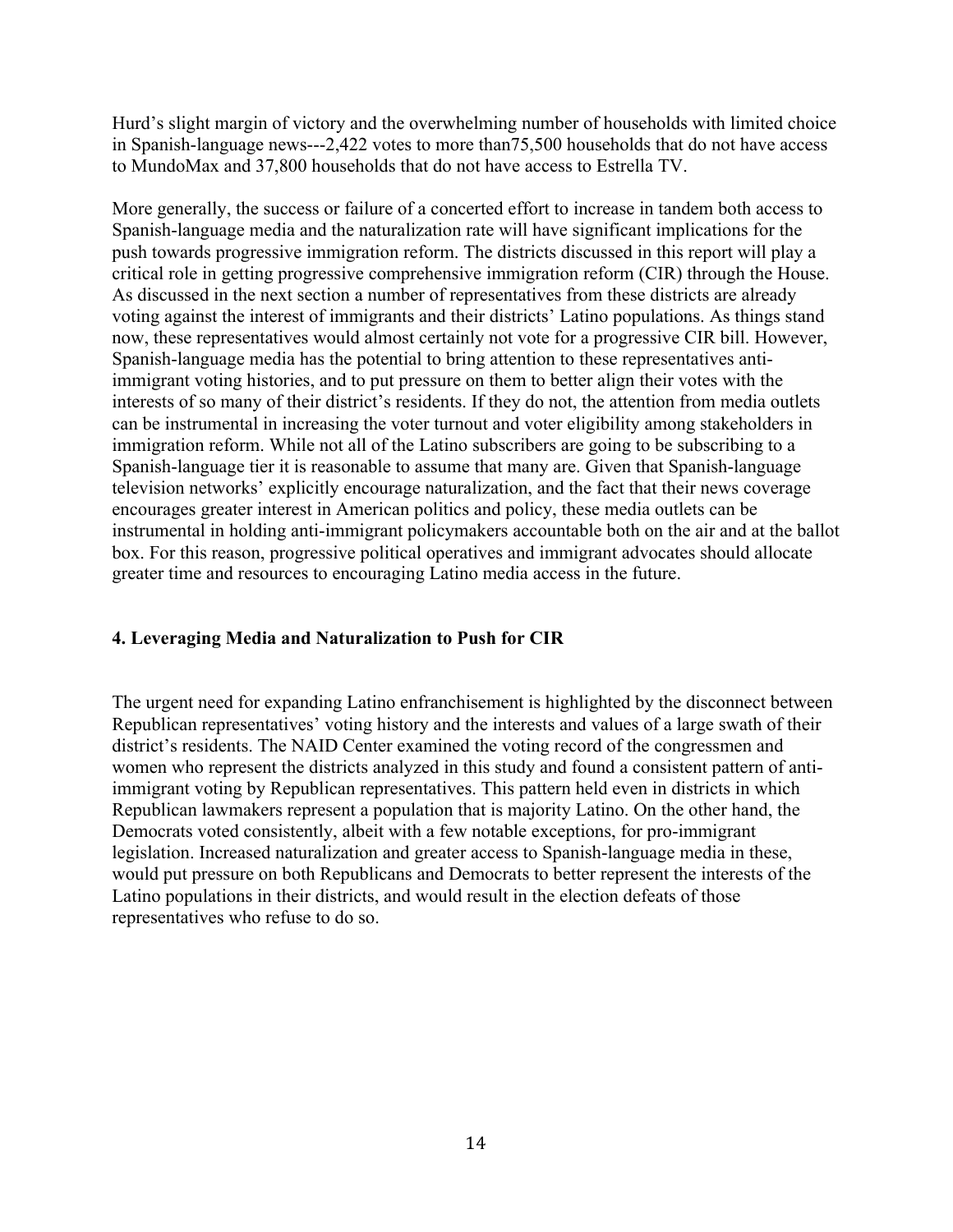Hurd's slight margin of victory and the overwhelming number of households with limited choice in Spanish-language news---2,422 votes to more than75,500 households that do not have access to MundoMax and 37,800 households that do not have access to Estrella TV.

More generally, the success or failure of a concerted effort to increase in tandem both access to Spanish-language media and the naturalization rate will have significant implications for the push towards progressive immigration reform. The districts discussed in this report will play a critical role in getting progressive comprehensive immigration reform (CIR) through the House. As discussed in the next section a number of representatives from these districts are already voting against the interest of immigrants and their districts' Latino populations. As things stand now, these representatives would almost certainly not vote for a progressive CIR bill. However, Spanish-language media has the potential to bring attention to these representatives anti-immigrant voting histories, and to put pressure on them to better align their votes with the interests of so many of their district's residents. If they do not, the attention from media outlets can be instrumental in increasing the voter turnout and voter eligibility among stakeholders in immigration reform. While not all of the Latino subscribers are going to be subscribing to a Spanish-language tier it is reasonable to assume that many are. Given that Spanish-language television networks' explicitly encourage naturalization, and the fact that their news coverage encourages greater interest in American politics and policy, these media outlets can be instrumental in holding anti-immigrant policymakers accountable both on the air and at the ballot box. For this reason, progressive political operatives and immigrant advocates should allocate greater time and resources to encouraging Latino media access in the future.

## 4. Leveraging Media and Naturalization to Push for CIR

The urgent need for expanding Latino enfranchisement is highlighted by the disconnect between Republican representatives' voting history and the interests and values of a large swath of their district's residents. The NAID Center examined the voting record of the congressmen and women who represent the districts analyzed in this study and found a consistent pattern of anti-immigrant voting by Republican representatives. This pattern held even in districts in which Republican lawmakers represent a population that is majority Latino. On the other hand, the Democrats voted consistently, albeit with a few notable exceptions, for pro-immigrant legislation. Increased naturalization and greater access to Spanish-language media in these, would put pressure on both Republicans and Democrats to better represent the interests of the Latino populations in their districts, and would result in the election defeats of those representatives who refuse to do so.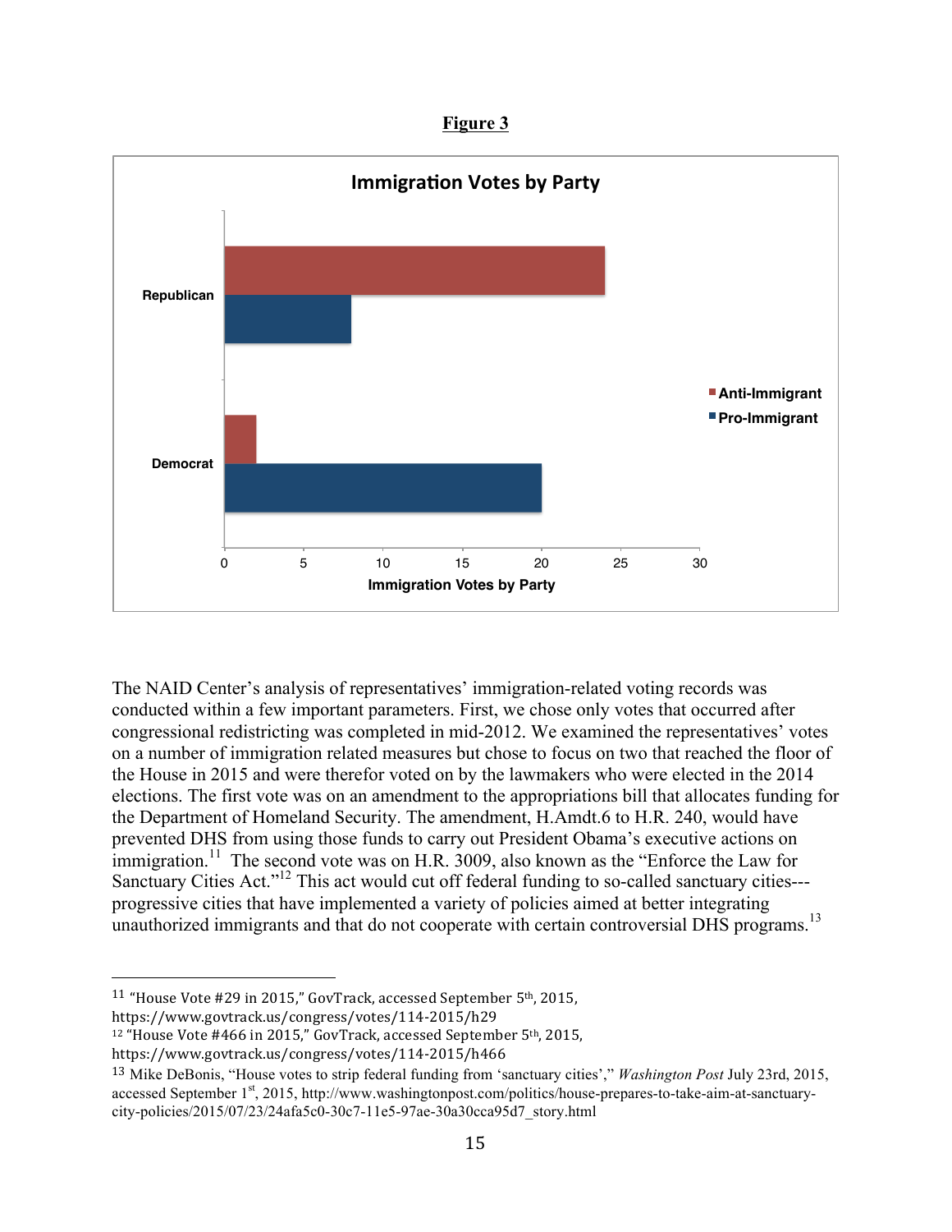**Figure 3**

**Immigration Votes by Party**

The NAID Center's analysis of representatives' immigration-related voting records was conducted within a few important parameters. First, we chose only votes that occurred after congressional redistricting was completed in mid-2012. We examined the representatives' votes on a number of immigration related measures but chose to focus on two that reached the floor of the House in 2015 and were therefor voted on by the lawmakers who were elected in the 2014 elections. The first vote was on an amendment to the appropriations bill that allocates funding for the Department of Homeland Security. The amendment, H.Amdt.6 to H.R. 240, would have prevented DHS from using those funds to carry out President Obama's executive actions on immigration.[11] The second vote was on H.R. 3009, also known as the "Enforce the Law for Sanctuary Cities Act."[12] This act would cut off federal funding to so-called sanctuary cities---progressive cities that have implemented a variety of policies aimed at better integrating unauthorized immigrants and that do not cooperate with certain controversial DHS programs.[13]

---

[11] "House Vote #29 in 2015," GovTrack, accessed September 5th, 2015, https://www.govtrack.us/congress/votes/114-2015/h29

[12] "House Vote #466 in 2015," GovTrack, accessed September 5th, 2015, https://www.govtrack.us/congress/votes/114-2015/h466

[13] Mike DeBonis, "House votes to strip federal funding from 'sanctuary cities'," *Washington Post* July 23rd, 2015, accessed September 1st, 2015, http://www.washingtonpost.com/politics/house-prepares-to-take-aim-at-sanctuary-city-policies/2015/07/23/24afa5c0-30c7-11e5-97ae-30a30cca95d7_story.html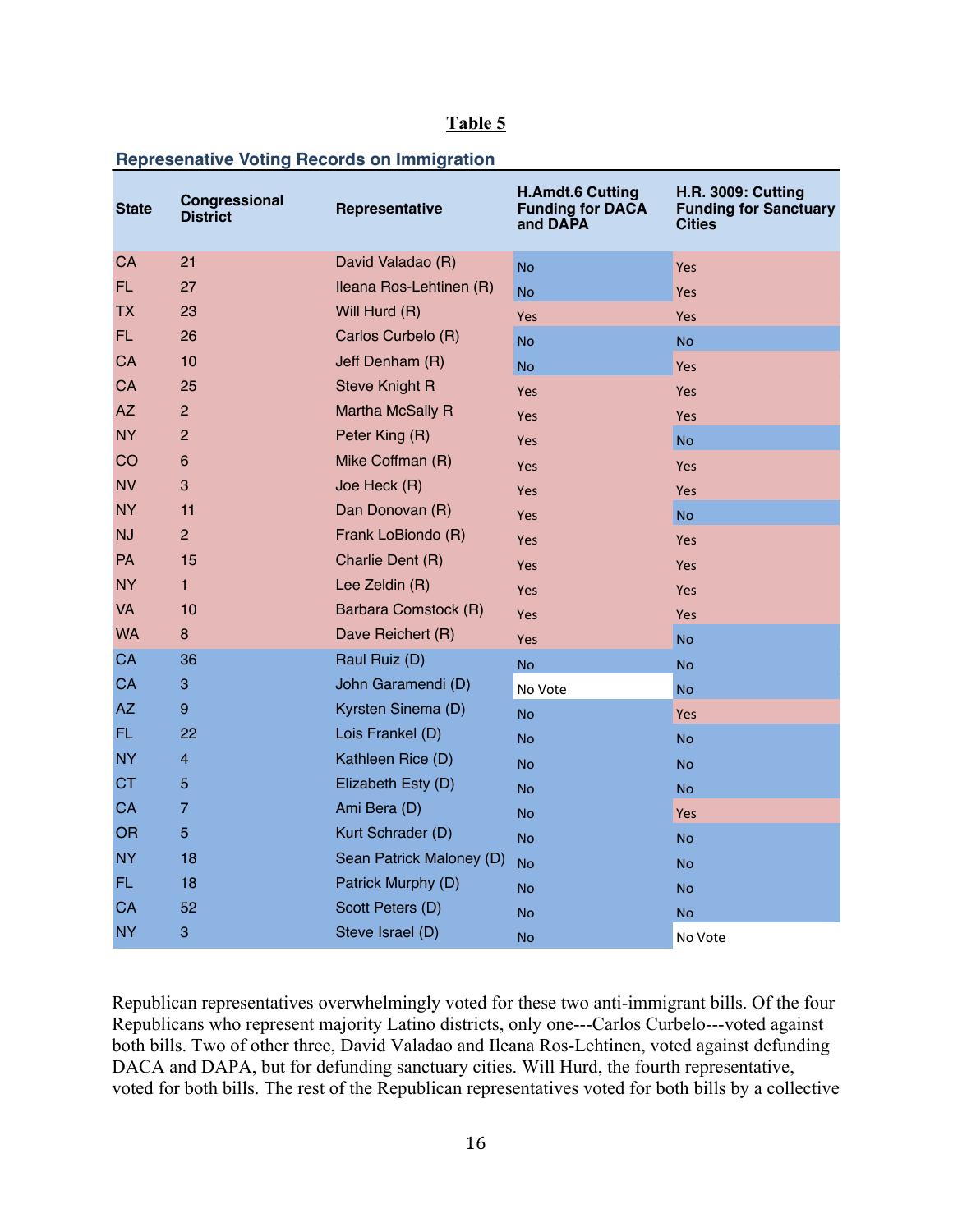**Table 5**

### Represenative Voting Records on Immigration

| State | Congressional District | Representative | H.Amdt.6 Cutting Funding for DACA and DAPA | H.R. 3009: Cutting Funding for Sanctuary Cities |
|---|---|---|---|---|
| CA | 21 | David Valadao (R) | No | Yes |
| FL | 27 | Ileana Ros-Lehtinen (R) | No | Yes |
| TX | 23 | Will Hurd (R) | Yes | Yes |
| FL | 26 | Carlos Curbelo (R) | No | No |
| CA | 10 | Jeff Denham (R) | No | Yes |
| CA | 25 | Steve Knight R | Yes | Yes |
| AZ | 2 | Martha McSally R | Yes | Yes |
| NY | 2 | Peter King (R) | Yes | No |
| CO | 6 | Mike Coffman (R) | Yes | Yes |
| NV | 3 | Joe Heck (R) | Yes | Yes |
| NY | 11 | Dan Donovan (R) | Yes | No |
| NJ | 2 | Frank LoBiondo (R) | Yes | Yes |
| PA | 15 | Charlie Dent (R) | Yes | Yes |
| NY | 1 | Lee Zeldin (R) | Yes | Yes |
| VA | 10 | Barbara Comstock (R) | Yes | Yes |
| WA | 8 | Dave Reichert (R) | Yes | No |
| CA | 36 | Raul Ruiz (D) | No | No |
| CA | 3 | John Garamendi (D) | No Vote | No |
| AZ | 9 | Kyrsten Sinema (D) | No | Yes |
| FL | 22 | Lois Frankel (D) | No | No |
| NY | 4 | Kathleen Rice (D) | No | No |
| CT | 5 | Elizabeth Esty (D) | No | No |
| CA | 7 | Ami Bera (D) | No | Yes |
| OR | 5 | Kurt Schrader (D) | No | No |
| NY | 18 | Sean Patrick Maloney (D) | No | No |
| FL | 18 | Patrick Murphy (D) | No | No |
| CA | 52 | Scott Peters (D) | No | No |
| NY | 3 | Steve Israel (D) | No | No Vote |

Republican representatives overwhelmingly voted for these two anti-immigrant bills. Of the four Republicans who represent majority Latino districts, only one---Carlos Curbelo---voted against both bills. Two of other three, David Valadao and Ileana Ros-Lehtinen, voted against defunding DACA and DAPA, but for defunding sanctuary cities. Will Hurd, the fourth representative, voted for both bills. The rest of the Republican representatives voted for both bills by a collective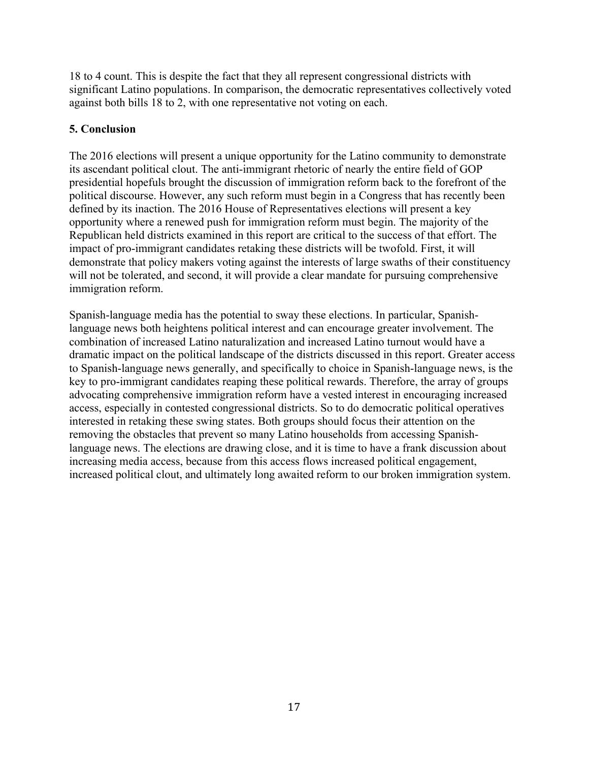18 to 4 count. This is despite the fact that they all represent congressional districts with significant Latino populations. In comparison, the democratic representatives collectively voted against both bills 18 to 2, with one representative not voting on each.

## 5. Conclusion

The 2016 elections will present a unique opportunity for the Latino community to demonstrate its ascendant political clout. The anti-immigrant rhetoric of nearly the entire field of GOP presidential hopefuls brought the discussion of immigration reform back to the forefront of the political discourse. However, any such reform must begin in a Congress that has recently been defined by its inaction. The 2016 House of Representatives elections will present a key opportunity where a renewed push for immigration reform must begin. The majority of the Republican held districts examined in this report are critical to the success of that effort. The impact of pro-immigrant candidates retaking these districts will be twofold. First, it will demonstrate that policy makers voting against the interests of large swaths of their constituency will not be tolerated, and second, it will provide a clear mandate for pursuing comprehensive immigration reform.

Spanish-language media has the potential to sway these elections. In particular, Spanish-language news both heightens political interest and can encourage greater involvement. The combination of increased Latino naturalization and increased Latino turnout would have a dramatic impact on the political landscape of the districts discussed in this report. Greater access to Spanish-language news generally, and specifically to choice in Spanish-language news, is the key to pro-immigrant candidates reaping these political rewards. Therefore, the array of groups advocating comprehensive immigration reform have a vested interest in encouraging increased access, especially in contested congressional districts. So to do democratic political operatives interested in retaking these swing states. Both groups should focus their attention on the removing the obstacles that prevent so many Latino households from accessing Spanish-language news. The elections are drawing close, and it is time to have a frank discussion about increasing media access, because from this access flows increased political engagement, increased political clout, and ultimately long awaited reform to our broken immigration system.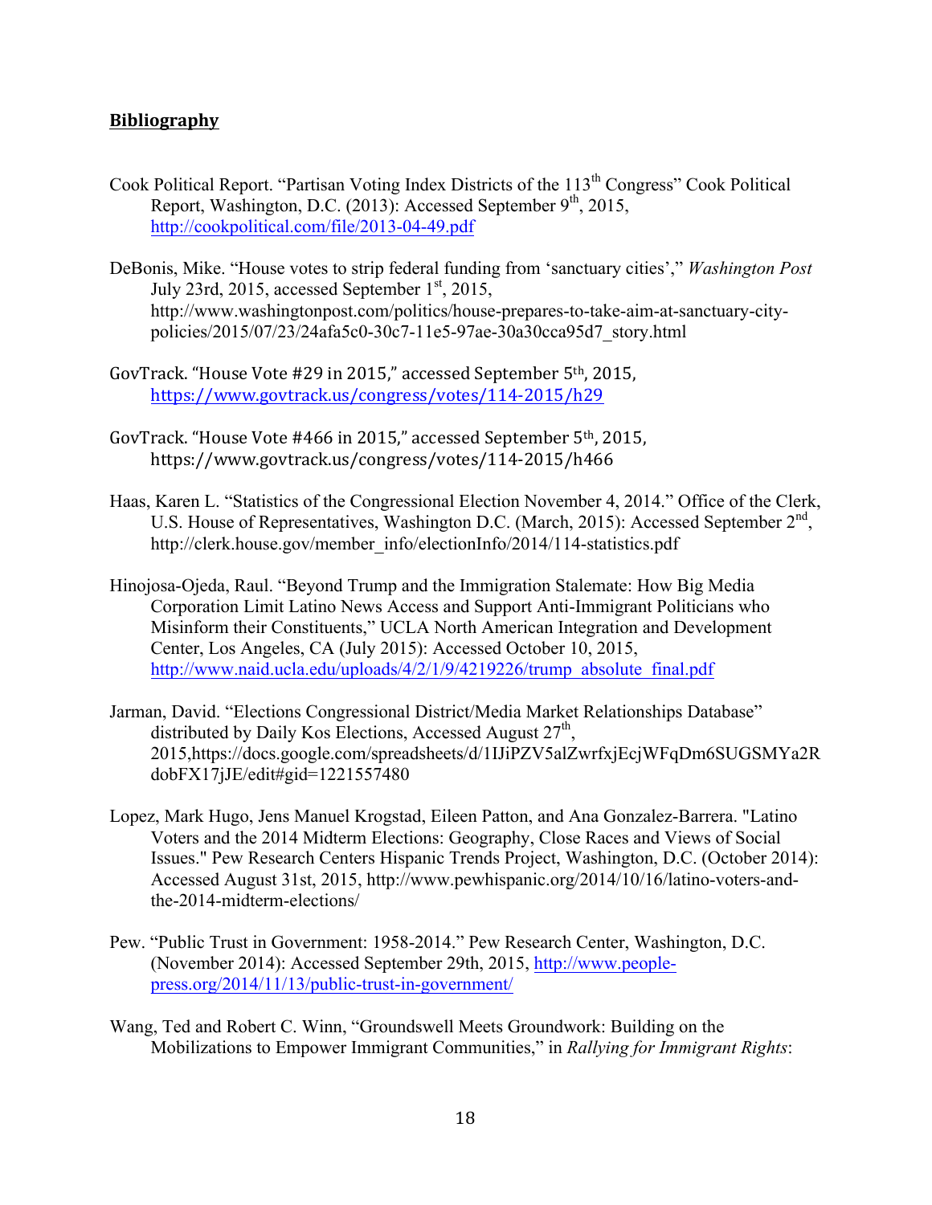**Bibliography**

Cook Political Report. "Partisan Voting Index Districts of the 113th Congress" Cook Political Report, Washington, D.C. (2013): Accessed September 9th, 2015, http://cookpolitical.com/file/2013-04-49.pdf

DeBonis, Mike. "House votes to strip federal funding from 'sanctuary cities'," *Washington Post* July 23rd, 2015, accessed September 1st, 2015, http://www.washingtonpost.com/politics/house-prepares-to-take-aim-at-sanctuary-city-policies/2015/07/23/24afa5c0-30c7-11e5-97ae-30a30cca95d7_story.html

GovTrack. "House Vote #29 in 2015," accessed September 5th, 2015, https://www.govtrack.us/congress/votes/114-2015/h29

GovTrack. "House Vote #466 in 2015," accessed September 5th, 2015, https://www.govtrack.us/congress/votes/114-2015/h466

Haas, Karen L. "Statistics of the Congressional Election November 4, 2014." Office of the Clerk, U.S. House of Representatives, Washington D.C. (March, 2015): Accessed September 2nd, http://clerk.house.gov/member_info/electionInfo/2014/114-statistics.pdf

Hinojosa-Ojeda, Raul. "Beyond Trump and the Immigration Stalemate: How Big Media Corporation Limit Latino News Access and Support Anti-Immigrant Politicians who Misinform their Constituents," UCLA North American Integration and Development Center, Los Angeles, CA (July 2015): Accessed October 10, 2015, http://www.naid.ucla.edu/uploads/4/2/1/9/4219226/trump_absolute_final.pdf

Jarman, David. "Elections Congressional District/Media Market Relationships Database" distributed by Daily Kos Elections, Accessed August 27th, 2015,https://docs.google.com/spreadsheets/d/1IJiPZV5alZwrfxjEcjWFqDm6SUGSMYa2RdobFX17jJE/edit#gid=1221557480

Lopez, Mark Hugo, Jens Manuel Krogstad, Eileen Patton, and Ana Gonzalez-Barrera. "Latino Voters and the 2014 Midterm Elections: Geography, Close Races and Views of Social Issues." Pew Research Centers Hispanic Trends Project, Washington, D.C. (October 2014): Accessed August 31st, 2015, http://www.pewhispanic.org/2014/10/16/latino-voters-and-the-2014-midterm-elections/

Pew. "Public Trust in Government: 1958-2014." Pew Research Center, Washington, D.C. (November 2014): Accessed September 29th, 2015, http://www.people-press.org/2014/11/13/public-trust-in-government/

Wang, Ted and Robert C. Winn, "Groundswell Meets Groundwork: Building on the Mobilizations to Empower Immigrant Communities," in *Rallying for Immigrant Rights*: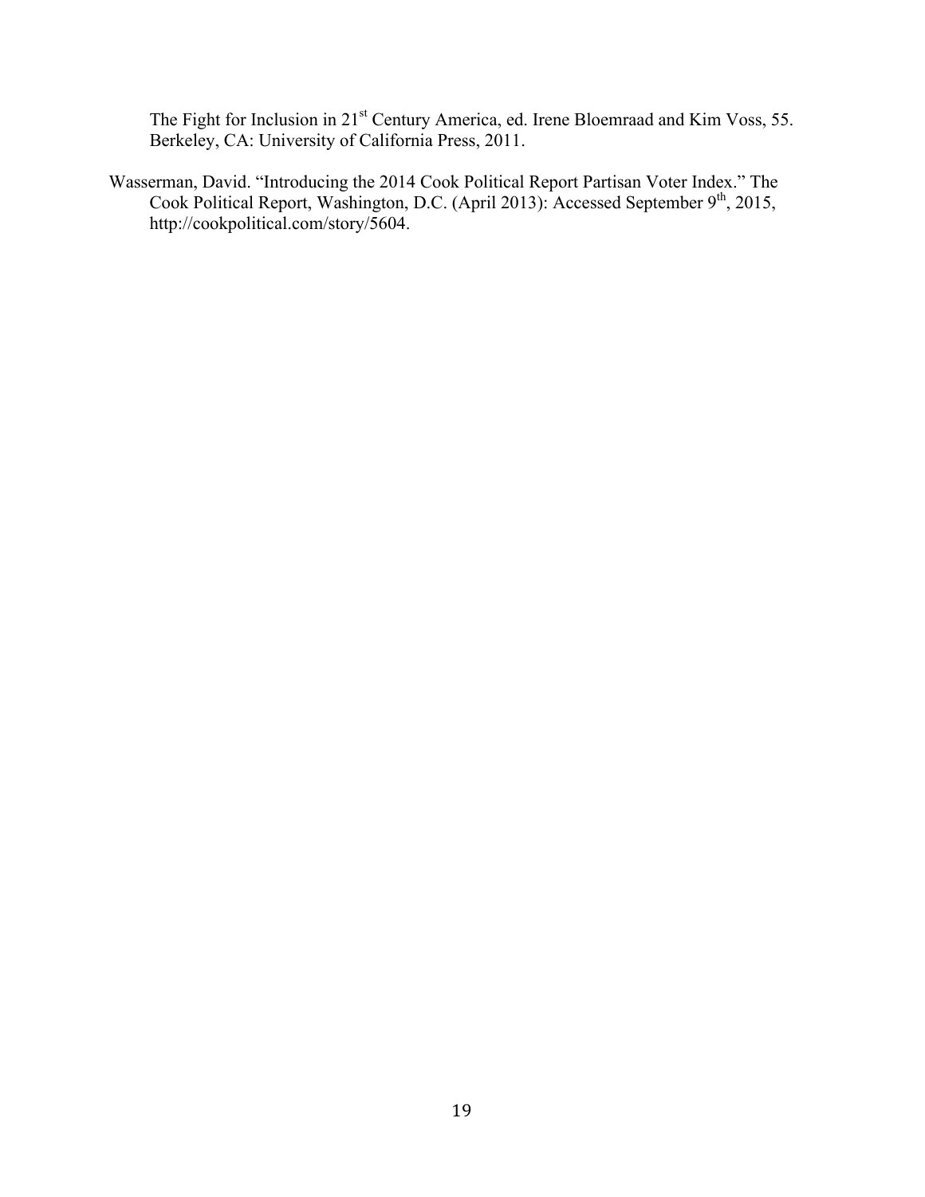The Fight for Inclusion in 21st Century America, ed. Irene Bloemraad and Kim Voss, 55. Berkeley, CA: University of California Press, 2011.

Wasserman, David. "Introducing the 2014 Cook Political Report Partisan Voter Index." The Cook Political Report, Washington, D.C. (April 2013): Accessed September 9th, 2015, http://cookpolitical.com/story/5604.